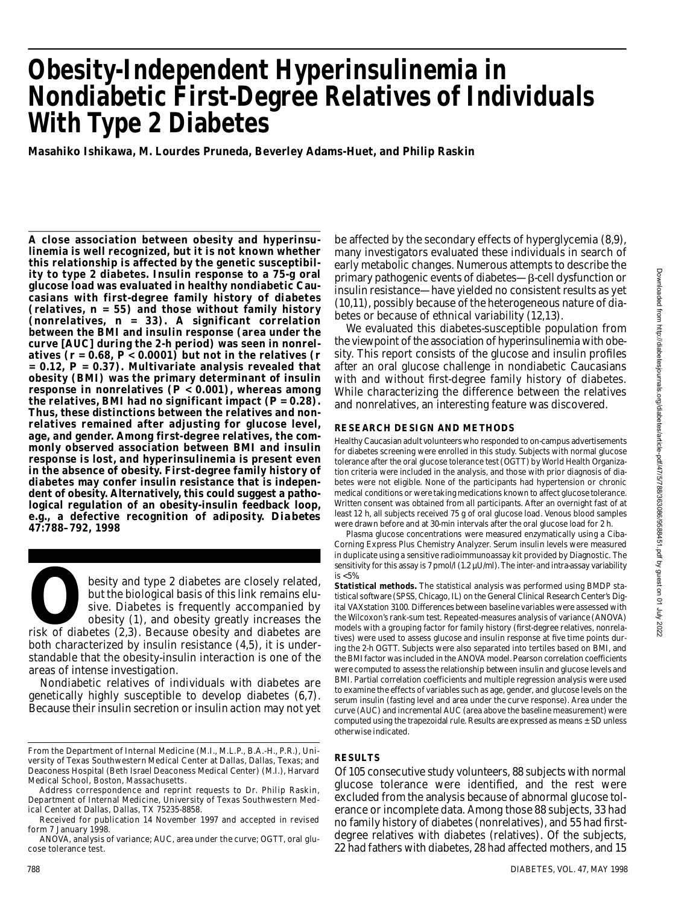// Obesity-Independent Hyperinsulinemia in Nondiabetic First-Degree Relatives of Individuals With Type 2 Diabetes

**Masahiko Ishikawa, M. Lourdes Pruneda, Beverley Adams-Huet, and Philip Raskin**

**A close association between obesity and hyperinsulinemia is well recognized, but it is not known whether this relationship is affected by the genetic susceptibility to type 2 diabetes. Insulin response to a 75-g oral glucose load was evaluated in healthy nondiabetic Caucasians with first-degree family history of diabetes (relatives, n = 55) and those without family history (nonrelatives, n = 33). A significant correlation between the BMI and insulin response (area under the curve [AUC] during the 2-h period) was seen in nonrelatives (r = 0.68, P < 0.0001) but not in the relatives (r = 0.12, P = 0.37). Multivariate analysis revealed that obesity (BMI) was the primary determinant of insulin response in nonrelatives (P < 0.001), whereas among the relatives, BMI had no significant impact (P = 0.28). Thus, these distinctions between the relatives and nonrelatives remained after adjusting for glucose level, age, and gender. Among first-degree relatives, the commonly observed association between BMI and insulin response is lost, and hyperinsulinemia is present even in the absence of obesity. First-degree family history of diabetes may confer insulin resistance that is independent of obesity. Alternatively, this could suggest a pathological regulation of an obesity-insulin feedback loop, e.g., a defective recognition of adiposity.** ***Diabetes* 47:788–792, 1998**

Obesity and type 2 diabetes are closely related, but the biological basis of this link remains elusive. Diabetes is frequently accompanied by obesity (1), and obesity greatly increases the risk of diabetes (2,3). Because obesity and diabetes are both characterized by insulin resistance (4,5), it is understandable that the obesity-insulin interaction is one of the areas of intense investigation.

Nondiabetic relatives of individuals with diabetes are genetically highly susceptible to develop diabetes (6,7). Because their insulin secretion or insulin action may not yet be affected by the secondary effects of hyperglycemia (8,9), many investigators evaluated these individuals in search of early metabolic changes. Numerous attempts to describe the primary pathogenic events of diabetes—β-cell dysfunction or insulin resistance—have yielded no consistent results as yet (10,11), possibly because of the heterogeneous nature of diabetes or because of ethnical variability (12,13).

We evaluated this diabetes-susceptible population from the viewpoint of the association of hyperinsulinemia with obesity. This report consists of the glucose and insulin profiles after an oral glucose challenge in nondiabetic Caucasians with and without first-degree family history of diabetes. While characterizing the difference between the relatives and nonrelatives, an interesting feature was discovered.

## RESEARCH DESIGN AND METHODS

Healthy Caucasian adult volunteers who responded to on-campus advertisements for diabetes screening were enrolled in this study. Subjects with normal glucose tolerance after the oral glucose tolerance test (OGTT) by World Health Organization criteria were included in the analysis, and those with prior diagnosis of diabetes were not eligible. None of the participants had hypertension or chronic medical conditions or were taking medications known to affect glucose tolerance. Written consent was obtained from all participants. After an overnight fast of at least 12 h, all subjects received 75 g of oral glucose load. Venous blood samples were drawn before and at 30-min intervals after the oral glucose load for 2 h.

Plasma glucose concentrations were measured enzymatically using a Ciba-Corning Express Plus Chemistry Analyzer. Serum insulin levels were measured in duplicate using a sensitive radioimmunoassay kit provided by Diagnostic. The sensitivity for this assay is 7 pmol/l (1.2 μU/ml). The inter- and intra-assay variability is <5%.

**Statistical methods.** The statistical analysis was performed using BMDP statistical software (SPSS, Chicago, IL) on the General Clinical Research Center's Digital VAXstation 3100. Differences between baseline variables were assessed with the Wilcoxon's rank-sum test. Repeated-measures analysis of variance (ANOVA) models with a grouping factor for family history (first-degree relatives, nonrelatives) were used to assess glucose and insulin response at five time points during the 2-h OGTT. Subjects were also separated into tertiles based on BMI, and the BMI factor was included in the ANOVA model. Pearson correlation coefficients were computed to assess the relationship between insulin and glucose levels and BMI. Partial correlation coefficients and multiple regression analysis were used to examine the effects of variables such as age, gender, and glucose levels on the serum insulin (fasting level and area under the curve response). Area under the curve (AUC) and incremental AUC (area above the baseline measurement) were computed using the trapezoidal rule. Results are expressed as means ± SD unless otherwise indicated.

## RESULTS

Of 105 consecutive study volunteers, 88 subjects with normal glucose tolerance were identified, and the rest were excluded from the analysis because of abnormal glucose tolerance or incomplete data. Among those 88 subjects, 33 had no family history of diabetes (nonrelatives), and 55 had first-degree relatives with diabetes (relatives). Of the subjects, 22 had fathers with diabetes, 28 had affected mothers, and 15

From the Department of Internal Medicine (M.I., M.L.P., B.A.-H., P.R.), University of Texas Southwestern Medical Center at Dallas, Dallas, Texas; and Deaconess Hospital (Beth Israel Deaconess Medical Center) (M.I.), Harvard Medical School, Boston, Massachusetts.

Address correspondence and reprint requests to Dr. Philip Raskin, Department of Internal Medicine, University of Texas Southwestern Medical Center at Dallas, Dallas, TX 75235-8858.

Received for publication 14 November 1997 and accepted in revised form 7 January 1998.

ANOVA, analysis of variance; AUC, area under the curve; OGTT, oral glucose tolerance test.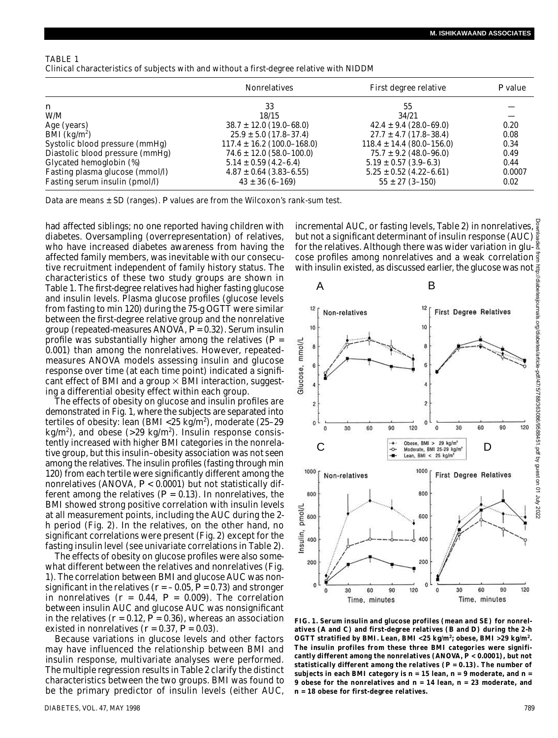TABLE 1
Clinical characteristics of subjects with and without a first-degree relative with NIDDM

| | Nonrelatives | First degree relative | P value |
|---|---|---|---|
| n | 33 | 55 | — |
| W/M | 18/15 | 34/21 | — |
| Age (years) | 38.7 ± 12.0 (19.0–68.0) | 42.4 ± 9.4 (28.0–69.0) | 0.20 |
| BMI (kg/m$^2$) | 25.9 ± 5.0 (17.8–37.4) | 27.7 ± 4.7 (17.8–38.4) | 0.08 |
| Systolic blood pressure (mmHg) | 117.4 ± 16.2 (100.0–168.0) | 118.4 ± 14.4 (80.0–156.0) | 0.34 |
| Diastolic blood pressure (mmHg) | 74.6 ± 12.0 (58.0–100.0) | 75.7 ± 9.2 (48.0–96.0) | 0.49 |
| Glycated hemoglobin (%) | 5.14 ± 0.59 (4.2–6.4) | 5.19 ± 0.57 (3.9–6.3) | 0.44 |
| Fasting plasma glucose (mmol/l) | 4.87 ± 0.64 (3.83–6.55) | 5.25 ± 0.52 (4.22–6.61) | 0.0007 |
| Fasting serum insulin (pmol/l) | 43 ± 36 (6–169) | 55 ± 27 (3–150) | 0.02 |

Data are means ± SD (ranges). P values are from the Wilcoxon's rank-sum test.

had affected siblings; no one reported having children with diabetes. Oversampling (overrepresentation) of relatives, who have increased diabetes awareness from having the affected family members, was inevitable with our consecutive recruitment independent of family history status. The characteristics of these two study groups are shown in Table 1. The first-degree relatives had higher fasting glucose and insulin levels. Plasma glucose profiles (glucose levels from fasting to min 120) during the 75-g OGTT were similar between the first-degree relative group and the nonrelative group (repeated-measures ANOVA, $P = 0.32$). Serum insulin profile was substantially higher among the relatives ($P = 0.001$) than among the nonrelatives. However, repeated-measures ANOVA models assessing insulin and glucose response over time (at each time point) indicated a significant effect of BMI and a group × BMI interaction, suggesting a differential obesity effect within each group.

The effects of obesity on glucose and insulin profiles are demonstrated in Fig. 1, where the subjects are separated into tertiles of obesity: lean (BMI <25 kg/m$^2$), moderate (25–29 kg/m$^2$), and obese (>29 kg/m$^2$). Insulin response consistently increased with higher BMI categories in the nonrelative group, but this insulin–obesity association was not seen among the relatives. The insulin profiles (fasting through min 120) from each tertile were significantly different among the nonrelatives (ANOVA, $P < 0.0001$) but not statistically different among the relatives ($P = 0.13$). In nonrelatives, the BMI showed strong positive correlation with insulin levels at all measurement points, including the AUC during the 2-h period (Fig. 2). In the relatives, on the other hand, no significant correlations were present (Fig. 2) except for the fasting insulin level (see univariate correlations in Table 2).

The effects of obesity on glucose profiles were also somewhat different between the relatives and nonrelatives (Fig. 1). The correlation between BMI and glucose AUC was nonsignificant in the relatives ($r = -0.05$, $P = 0.73$) and stronger in nonrelatives ($r = 0.44$, $P = 0.009$). The correlation between insulin AUC and glucose AUC was nonsignificant in the relatives ($r = 0.12$, $P = 0.36$), whereas an association existed in nonrelatives ($r = 0.37$, $P = 0.03$).

Because variations in glucose levels and other factors may have influenced the relationship between BMI and insulin response, multivariate analyses were performed. The multiple regression results in Table 2 clarify the distinct characteristics between the two groups. BMI was found to be the primary predictor of insulin levels (either AUC, incremental AUC, or fasting levels, Table 2) in nonrelatives, but not a significant determinant of insulin response (AUC) for the relatives. Although there was wider variation in glucose profiles among nonrelatives and a weak correlation with insulin existed, as discussed earlier, the glucose was not

**FIG. 1. Serum insulin and glucose profiles (mean and SE) for nonrelatives (A and C) and first-degree relatives (B and D) during the 2-h OGTT stratified by BMI. Lean, BMI <25 kg/m$^2$; obese, BMI >29 kg/m$^2$. The insulin profiles from these three BMI categories were significantly different among the nonrelatives (ANOVA, $P < 0.0001$), but not statistically different among the relatives ($P = 0.13$). The number of subjects in each BMI category is n = 15 lean, n = 9 moderate, and n = 9 obese for the nonrelatives and n = 14 lean, n = 23 moderate, and n = 18 obese for first-degree relatives.**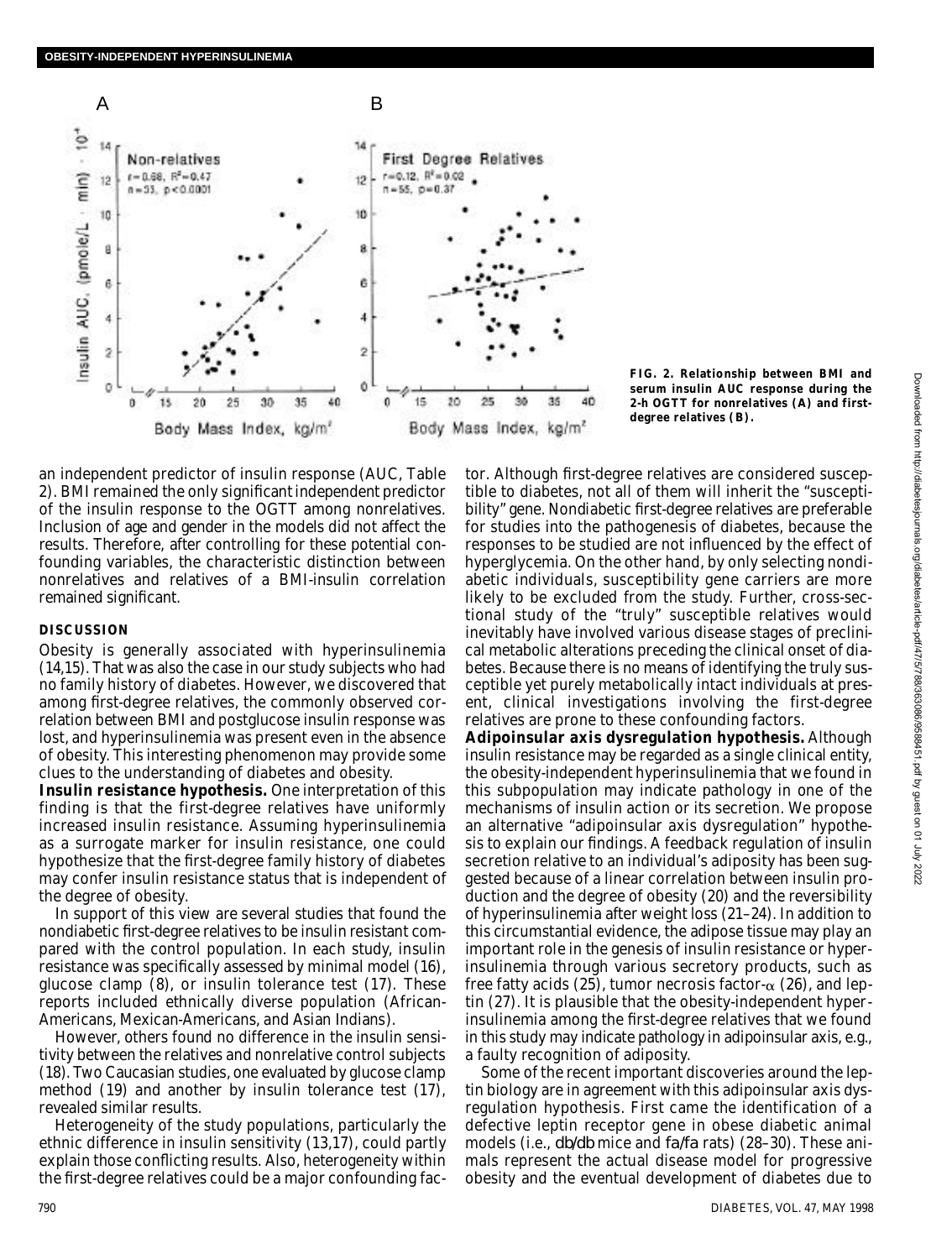FIG. 2. Relationship between BMI and serum insulin AUC response during the 2-h OGTT for nonrelatives (A) and first-degree relatives (B).

an independent predictor of insulin response (AUC, Table 2). BMI remained the only significant independent predictor of the insulin response to the OGTT among nonrelatives. Inclusion of age and gender in the models did not affect the results. Therefore, after controlling for these potential confounding variables, the characteristic distinction between nonrelatives and relatives of a BMI-insulin correlation remained significant.

## DISCUSSION

Obesity is generally associated with hyperinsulinemia (14,15). That was also the case in our study subjects who had no family history of diabetes. However, we discovered that among first-degree relatives, the commonly observed correlation between BMI and postglucose insulin response was lost, and hyperinsulinemia was present even in the absence of obesity. This interesting phenomenon may provide some clues to the understanding of diabetes and obesity.

**Insulin resistance hypothesis.** One interpretation of this finding is that the first-degree relatives have uniformly increased insulin resistance. Assuming hyperinsulinemia as a surrogate marker for insulin resistance, one could hypothesize that the first-degree family history of diabetes may confer insulin resistance status that is independent of the degree of obesity.

In support of this view are several studies that found the nondiabetic first-degree relatives to be insulin resistant compared with the control population. In each study, insulin resistance was specifically assessed by minimal model (16), glucose clamp (8), or insulin tolerance test (17). These reports included ethnically diverse population (African-Americans, Mexican-Americans, and Asian Indians).

However, others found no difference in the insulin sensitivity between the relatives and nonrelative control subjects (18). Two Caucasian studies, one evaluated by glucose clamp method (19) and another by insulin tolerance test (17), revealed similar results.

Heterogeneity of the study populations, particularly the ethnic difference in insulin sensitivity (13,17), could partly explain those conflicting results. Also, heterogeneity within the first-degree relatives could be a major confounding factor. Although first-degree relatives are considered susceptible to diabetes, not all of them will inherit the "susceptibility" gene. Nondiabetic first-degree relatives are preferable for studies into the pathogenesis of diabetes, because the responses to be studied are not influenced by the effect of hyperglycemia. On the other hand, by only selecting nondiabetic individuals, susceptibility gene carriers are more likely to be excluded from the study. Further, cross-sectional study of the "truly" susceptible relatives would inevitably have involved various disease stages of preclinical metabolic alterations preceding the clinical onset of diabetes. Because there is no means of identifying the truly susceptible yet purely metabolically intact individuals at present, clinical investigations involving the first-degree relatives are prone to these confounding factors.

**Adipoinsular axis dysregulation hypothesis.** Although insulin resistance may be regarded as a single clinical entity, the obesity-independent hyperinsulinemia that we found in this subpopulation may indicate pathology in one of the mechanisms of insulin action or its secretion. We propose an alternative "adipoinsular axis dysregulation" hypothesis to explain our findings. A feedback regulation of insulin secretion relative to an individual's adiposity has been suggested because of a linear correlation between insulin production and the degree of obesity (20) and the reversibility of hyperinsulinemia after weight loss (21–24). In addition to this circumstantial evidence, the adipose tissue may play an important role in the genesis of insulin resistance or hyperinsulinemia through various secretory products, such as free fatty acids (25), tumor necrosis factor-$\alpha$ (26), and leptin (27). It is plausible that the obesity-independent hyperinsulinemia among the first-degree relatives that we found in this study may indicate pathology in adipoinsular axis, e.g., a faulty recognition of adiposity.

Some of the recent important discoveries around the leptin biology are in agreement with this adipoinsular axis dysregulation hypothesis. First came the identification of a defective leptin receptor gene in obese diabetic animal models (i.e., *db/db* mice and *fa/fa* rats) (28–30). These animals represent the actual disease model for progressive obesity and the eventual development of diabetes due to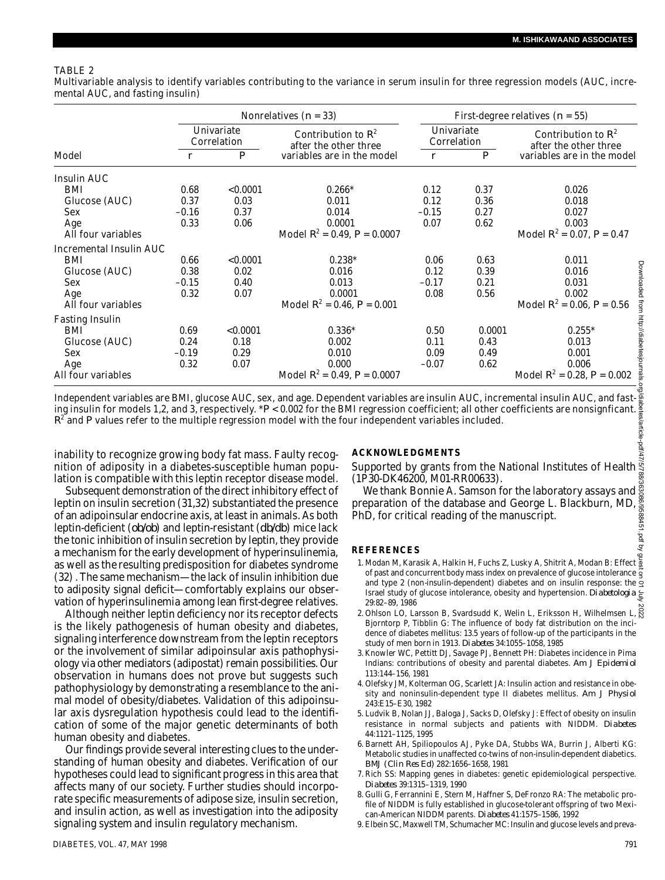TABLE 2

Multivariable analysis to identify variables contributing to the variance in serum insulin for three regression models (AUC, incremental AUC, and fasting insulin)

| | Nonrelatives ($n$ = 33) | | | First-degree relatives ($n$ = 55) | | |
|---|---|---|---|---|---|---|
| | Univariate Correlation | | Contribution to $R^2$ after the other three variables are in the model | Univariate Correlation | | Contribution to $R^2$ after the other three variables are in the model |
| Model | $r$ | $P$ | | $r$ | $P$ | |
| Insulin AUC | | | | | | |
| BMI | 0.68 | <0.0001 | 0.266* | 0.12 | 0.37 | 0.026 |
| Glucose (AUC) | 0.37 | 0.03 | 0.011 | 0.12 | 0.36 | 0.018 |
| Sex | −0.16 | 0.37 | 0.014 | −0.15 | 0.27 | 0.027 |
| Age | 0.33 | 0.06 | 0.0001 | 0.07 | 0.62 | 0.003 |
| All four variables | | | Model $R^2$ = 0.49, $P$ = 0.0007 | | | Model $R^2$ = 0.07, $P$ = 0.47 |
| Incremental Insulin AUC | | | | | | |
| BMI | 0.66 | <0.0001 | 0.238* | 0.06 | 0.63 | 0.011 |
| Glucose (AUC) | 0.38 | 0.02 | 0.016 | 0.12 | 0.39 | 0.016 |
| Sex | −0.15 | 0.40 | 0.013 | −0.17 | 0.21 | 0.031 |
| Age | 0.32 | 0.07 | 0.0001 | 0.08 | 0.56 | 0.002 |
| All four variables | | | Model $R^2$ = 0.46, $P$ = 0.001 | | | Model $R^2$ = 0.06, $P$ = 0.56 |
| Fasting Insulin | | | | | | |
| BMI | 0.69 | <0.0001 | 0.336* | 0.50 | 0.0001 | 0.255* |
| Glucose (AUC) | 0.24 | 0.18 | 0.002 | 0.11 | 0.43 | 0.013 |
| Sex | −0.19 | 0.29 | 0.010 | 0.09 | 0.49 | 0.001 |
| Age | 0.32 | 0.07 | 0.000 | −0.07 | 0.62 | 0.006 |
| All four variables | | | Model $R^2$ = 0.49, $P$ = 0.0007 | | | Model $R^2$ = 0.28, $P$ = 0.002 |

Independent variables are BMI, glucose AUC, sex, and age. Dependent variables are insulin AUC, incremental insulin AUC, and fasting insulin for models 1,2, and 3, respectively. *$P$ < 0.002 for the BMI regression coefficient; all other coefficients are nonsignficant. $R^2$ and $P$ values refer to the multiple regression model with the four independent variables included.

inability to recognize growing body fat mass. Faulty recognition of adiposity in a diabetes-susceptible human population is compatible with this leptin receptor disease model.

Subsequent demonstration of the direct inhibitory effect of leptin on insulin secretion (31,32) substantiated the presence of an adipoinsular endocrine axis, at least in animals. As both leptin-deficient (*ob/ob*) and leptin-resistant (*db/db*) mice lack the tonic inhibition of insulin secretion by leptin, they provide a mechanism for the early development of hyperinsulinemia, as well as the resulting predisposition for diabetes syndrome (32). The same mechanism—the lack of insulin inhibition due to adiposity signal deficit—comfortably explains our observation of hyperinsulinemia among lean first-degree relatives.

Although neither leptin deficiency nor its receptor defects is the likely pathogenesis of human obesity and diabetes, signaling interference downstream from the leptin receptors or the involvement of similar adipoinsular axis pathophysiology via other mediators (adipostat) remain possibilities. Our observation in humans does not prove but suggests such pathophysiology by demonstrating a resemblance to the animal model of obesity/diabetes. Validation of this adipoinsular axis dysregulation hypothesis could lead to the identification of some of the major genetic determinants of both human obesity and diabetes.

Our findings provide several interesting clues to the understanding of human obesity and diabetes. Verification of our hypotheses could lead to significant progress in this area that affects many of our society. Further studies should incorporate specific measurements of adipose size, insulin secretion, and insulin action, as well as investigation into the adiposity signaling system and insulin regulatory mechanism.

## ACKNOWLEDGMENTS

Supported by grants from the National Institutes of Health (1P30-DK46200, M01-RR00633).

We thank Bonnie A. Samson for the laboratory assays and preparation of the database and George L. Blackburn, MD, PhD, for critical reading of the manuscript.

## REFERENCES

1. Modan M, Karasik A, Halkin H, Fuchs Z, Lusky A, Shitrit A, Modan B: Effect of past and concurrent body mass index on prevalence of glucose intolerance and type 2 (non-insulin-dependent) diabetes and on insulin response: the Israel study of glucose intolerance, obesity and hypertension. *Diabetologia* 29:82–89, 1986
2. Ohlson LO, Larsson B, Svardsudd K, Welin L, Eriksson H, Wilhelmsen L, Bjorntorp P, Tibblin G: The influence of body fat distribution on the incidence of diabetes mellitus: 13.5 years of follow-up of the participants in the study of men born in 1913. *Diabetes* 34:1055–1058, 1985
3. Knowler WC, Pettitt DJ, Savage PJ, Bennett PH: Diabetes incidence in Pima Indians: contributions of obesity and parental diabetes. *Am J Epidemiol* 113:144–156, 1981
4. Olefsky JM, Kolterman OG, Scarlett JA: Insulin action and resistance in obesity and noninsulin-dependent type II diabetes mellitus. *Am J Physiol* 243:E15–E30, 1982
5. Ludvik B, Nolan JJ, Baloga J, Sacks D, Olefsky J: Effect of obesity on insulin resistance in normal subjects and patients with NIDDM. *Diabetes* 44:1121–1125, 1995
6. Barnett AH, Spiliopoulos AJ, Pyke DA, Stubbs WA, Burrin J, Alberti KG: Metabolic studies in unaffected co-twins of non-insulin-dependent diabetics. *BMJ (Clin Res Ed)* 282:1656–1658, 1981
7. Rich SS: Mapping genes in diabetes: genetic epidemiological perspective. *Diabetes* 39:1315–1319, 1990
8. Gulli G, Ferrannini E, Stern M, Haffner S, DeFronzo RA: The metabolic profile of NIDDM is fully established in glucose-tolerant offspring of two Mexican-American NIDDM parents. *Diabetes* 41:1575–1586, 1992
9. Elbein SC, Maxwell TM, Schumacher MC: Insulin and glucose levels and preva-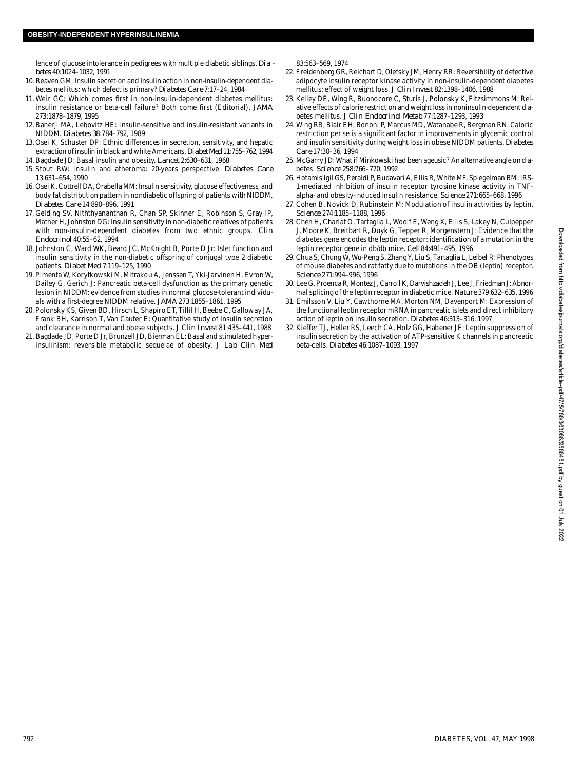lence of glucose intolerance in pedigrees with multiple diabetic siblings. *Diabetes* 40:1024–1032, 1991

10. Reaven GM: Insulin secretion and insulin action in non-insulin-dependent diabetes mellitus: which defect is primary? *Diabetes Care* 7:17–24, 1984
11. Weir GC: Which comes first in non-insulin-dependent diabetes mellitus: insulin resistance or beta-cell failure? Both come first (Editorial). *JAMA* 273:1878–1879, 1995
12. Banerji MA, Lebovitz HE: Insulin-sensitive and insulin-resistant variants in NIDDM. *Diabetes* 38:784–792, 1989
13. Osei K, Schuster DP: Ethnic differences in secretion, sensitivity, and hepatic extraction of insulin in black and white Americans. *Diabet Med* 11:755–762, 1994
14. Bagdade JD: Basal insulin and obesity. *Lancet* 2:630–631, 1968
15. Stout RW: Insulin and atheroma: 20-years perspective. *Diabetes Care* 13:631–654, 1990
16. Osei K, Cottrell DA, Orabella MM: Insulin sensitivity, glucose effectiveness, and body fat distribution pattern in nondiabetic offspring of patients with NIDDM. *Diabetes Care* 14:890–896, 1991
17. Gelding SV, Niththyananthan R, Chan SP, Skinner E, Robinson S, Gray IP, Mather H, Johnston DG: Insulin sensitivity in non-diabetic relatives of patients with non-insulin-dependent diabetes from two ethnic groups. *Clin Endocrinol* 40:55–62, 1994
18. Johnston C, Ward WK, Beard JC, McKnight B, Porte D Jr: Islet function and insulin sensitivity in the non-diabetic offspring of conjugal type 2 diabetic patients. *Diabet Med* 7:119–125, 1990
19. Pimenta W, Korytkowski M, Mitrakou A, Jenssen T, Yki-Jarvinen H, Evron W, Dailey G, Gerich J: Pancreatic beta-cell dysfunction as the primary genetic lesion in NIDDM: evidence from studies in normal glucose-tolerant individuals with a first-degree NIDDM relative. *JAMA* 273:1855–1861, 1995
20. Polonsky KS, Given BD, Hirsch L, Shapiro ET, Tillil H, Beebe C, Galloway JA, Frank BH, Karrison T, Van Cauter E: Quantitative study of insulin secretion and clearance in normal and obese subjects. *J Clin Invest* 81:435–441, 1988
21. Bagdade JD, Porte D Jr, Brunzell JD, Bierman EL: Basal and stimulated hyperinsulinism: reversible metabolic sequelae of obesity. *J Lab Clin Med* 83:563–569, 1974
22. Freidenberg GR, Reichart D, Olefsky JM, Henry RR: Reversibility of defective adipocyte insulin receptor kinase activity in non-insulin-dependent diabetes mellitus: effect of weight loss. *J Clin Invest* 82:1398–1406, 1988
23. Kelley DE, Wing R, Buonocore C, Sturis J, Polonsky K, Fitzsimmons M: Relative effects of calorie restriction and weight loss in noninsulin-dependent diabetes mellitus. *J Clin Endocrinol Metab* 77:1287–1293, 1993
24. Wing RR, Blair EH, Bononi P, Marcus MD, Watanabe R, Bergman RN: Caloric restriction per se is a significant factor in improvements in glycemic control and insulin sensitivity during weight loss in obese NIDDM patients. *Diabetes Care* 17:30–36, 1994
25. McGarry JD: What if Minkowski had been ageusic? An alternative angle on diabetes. *Science* 258:766–770, 1992
26. Hotamisligil GS, Peraldi P, Budavari A, Ellis R, White MF, Spiegelman BM: IRS-1-mediated inhibition of insulin receptor tyrosine kinase activity in TNF-alpha- and obesity-induced insulin resistance. *Science* 271:665–668, 1996
27. Cohen B, Novick D, Rubinstein M: Modulation of insulin activities by leptin. *Science* 274:1185–1188, 1996
28. Chen H, Charlat O, Tartaglia L, Woolf E, Weng X, Ellis S, Lakey N, Culpepper J, Moore K, Breitbart R, Duyk G, Tepper R, Morgenstern J: Evidence that the diabetes gene encodes the leptin receptor: identification of a mutation in the leptin receptor gene in db/db mice. *Cell* 84:491–495, 1996
29. Chua S, Chung W, Wu-Peng S, Zhang Y, Liu S, Tartaglia L, Leibel R: Phenotypes of mouse diabetes and rat fatty due to mutations in the OB (leptin) receptor. *Science* 271:994–996, 1996
30. Lee G, Proenca R, Montez J, Carroll K, Darvishzadeh J, Lee J, Friedman J: Abnormal splicing of the leptin receptor in diabetic mice. *Nature* 379:632–635, 1996
31. Emilsson V, Liu Y, Cawthorne MA, Morton NM, Davenport M: Expression of the functional leptin receptor mRNA in pancreatic islets and direct inhibitory action of leptin on insulin secretion. *Diabetes* 46:313–316, 1997
32. Kieffer TJ, Heller RS, Leech CA, Holz GG, Habener JF: Leptin suppression of insulin secretion by the activation of ATP-sensitive K channels in pancreatic beta-cells. *Diabetes* 46:1087–1093, 1997